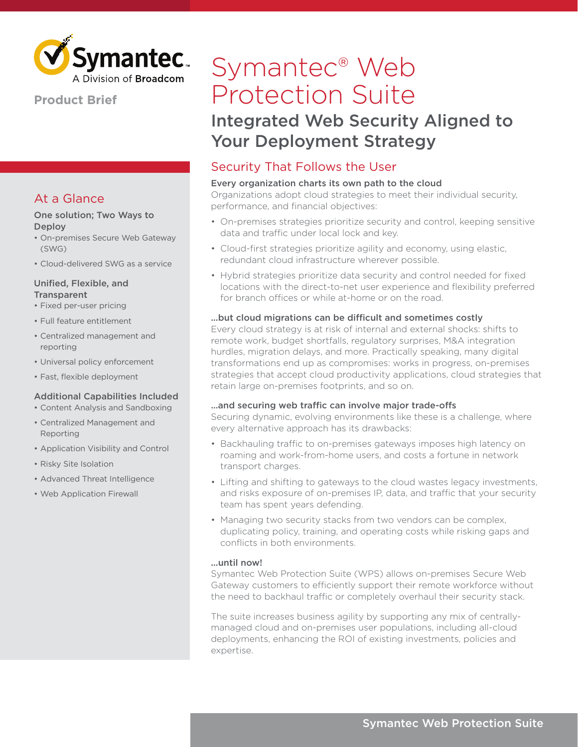Symantec. A Division of Broadcom

**Product Brief**

# Symantec® Web Protection Suite

## Integrated Web Security Aligned to Your Deployment Strategy

## At a Glance

**One solution; Two Ways to Deploy**

- On-premises Secure Web Gateway (SWG)
- Cloud-delivered SWG as a service

**Unified, Flexible, and Transparent**

- Fixed per-user pricing
- Full feature entitlement
- Centralized management and reporting
- Universal policy enforcement
- Fast, flexible deployment

**Additional Capabilities Included**

- Content Analysis and Sandboxing
- Centralized Management and Reporting
- Application Visibility and Control
- Risky Site Isolation
- Advanced Threat Intelligence
- Web Application Firewall

## Security That Follows the User

**Every organization charts its own path to the cloud**

Organizations adopt cloud strategies to meet their individual security, performance, and financial objectives:

- On-premises strategies prioritize security and control, keeping sensitive data and traffic under local lock and key.
- Cloud-first strategies prioritize agility and economy, using elastic, redundant cloud infrastructure wherever possible.
- Hybrid strategies prioritize data security and control needed for fixed locations with the direct-to-net user experience and flexibility preferred for branch offices or while at-home or on the road.

**...but cloud migrations can be difficult and sometimes costly**

Every cloud strategy is at risk of internal and external shocks: shifts to remote work, budget shortfalls, regulatory surprises, M&A integration hurdles, migration delays, and more. Practically speaking, many digital transformations end up as compromises: works in progress, on-premises strategies that accept cloud productivity applications, cloud strategies that retain large on-premises footprints, and so on.

**...and securing web traffic can involve major trade-offs**

Securing dynamic, evolving environments like these is a challenge, where every alternative approach has its drawbacks:

- Backhauling traffic to on-premises gateways imposes high latency on roaming and work-from-home users, and costs a fortune in network transport charges.
- Lifting and shifting to gateways to the cloud wastes legacy investments, and risks exposure of on-premises IP, data, and traffic that your security team has spent years defending.
- Managing two security stacks from two vendors can be complex, duplicating policy, training, and operating costs while risking gaps and conflicts in both environments.

**...until now!**

Symantec Web Protection Suite (WPS) allows on-premises Secure Web Gateway customers to efficiently support their remote workforce without the need to backhaul traffic or completely overhaul their security stack.

The suite increases business agility by supporting any mix of centrally-managed cloud and on-premises user populations, including all-cloud deployments, enhancing the ROI of existing investments, policies and expertise.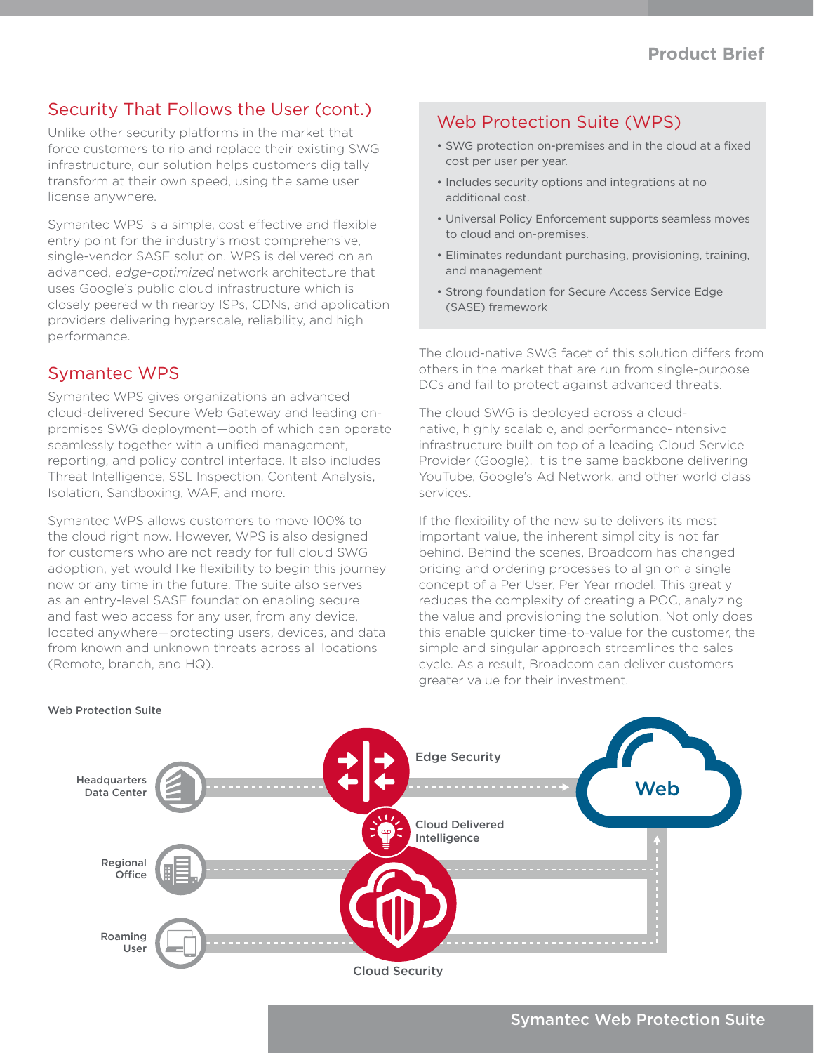## Security That Follows the User (cont.)

Unlike other security platforms in the market that force customers to rip and replace their existing SWG infrastructure, our solution helps customers digitally transform at their own speed, using the same user license anywhere.

Symantec WPS is a simple, cost effective and flexible entry point for the industry's most comprehensive, single-vendor SASE solution. WPS is delivered on an advanced, *edge-optimized* network architecture that uses Google's public cloud infrastructure which is closely peered with nearby ISPs, CDNs, and application providers delivering hyperscale, reliability, and high performance.

## Symantec WPS

Symantec WPS gives organizations an advanced cloud-delivered Secure Web Gateway and leading on-premises SWG deployment—both of which can operate seamlessly together with a unified management, reporting, and policy control interface. It also includes Threat Intelligence, SSL Inspection, Content Analysis, Isolation, Sandboxing, WAF, and more.

Symantec WPS allows customers to move 100% to the cloud right now. However, WPS is also designed for customers who are not ready for full cloud SWG adoption, yet would like flexibility to begin this journey now or any time in the future. The suite also serves as an entry-level SASE foundation enabling secure and fast web access for any user, from any device, located anywhere—protecting users, devices, and data from known and unknown threats across all locations (Remote, branch, and HQ).

## Web Protection Suite (WPS)

- SWG protection on-premises and in the cloud at a fixed cost per user per year.
- Includes security options and integrations at no additional cost.
- Universal Policy Enforcement supports seamless moves to cloud and on-premises.
- Eliminates redundant purchasing, provisioning, training, and management
- Strong foundation for Secure Access Service Edge (SASE) framework

The cloud-native SWG facet of this solution differs from others in the market that are run from single-purpose DCs and fail to protect against advanced threats.

The cloud SWG is deployed across a cloud-native, highly scalable, and performance-intensive infrastructure built on top of a leading Cloud Service Provider (Google). It is the same backbone delivering YouTube, Google's Ad Network, and other world class services.

If the flexibility of the new suite delivers its most important value, the inherent simplicity is not far behind. Behind the scenes, Broadcom has changed pricing and ordering processes to align on a single concept of a Per User, Per Year model. This greatly reduces the complexity of creating a POC, analyzing the value and provisioning the solution. Not only does this enable quicker time-to-value for the customer, the simple and singular approach streamlines the sales cycle. As a result, Broadcom can deliver customers greater value for their investment.

**Web Protection Suite**

Headquarters Data Center · Regional Office · Roaming User · Edge Security · Cloud Delivered Intelligence · Cloud Security · Web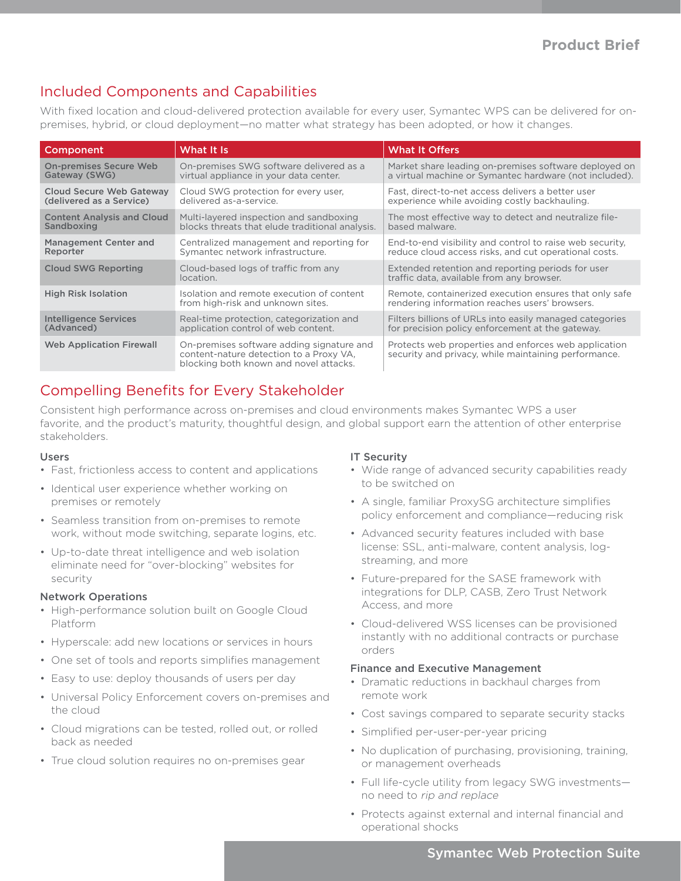## Included Components and Capabilities

With fixed location and cloud-delivered protection available for every user, Symantec WPS can be delivered for on-premises, hybrid, or cloud deployment—no matter what strategy has been adopted, or how it changes.

| Component | What It Is | What It Offers |
| --- | --- | --- |
| **On-premises Secure Web Gateway (SWG)** | On-premises SWG software delivered as a virtual appliance in your data center. | Market share leading on-premises software deployed on a virtual machine or Symantec hardware (not included). |
| **Cloud Secure Web Gateway (delivered as a Service)** | Cloud SWG protection for every user, delivered as-a-service. | Fast, direct-to-net access delivers a better user experience while avoiding costly backhauling. |
| **Content Analysis and Cloud Sandboxing** | Multi-layered inspection and sandboxing blocks threats that elude traditional analysis. | The most effective way to detect and neutralize file-based malware. |
| **Management Center and Reporter** | Centralized management and reporting for Symantec network infrastructure. | End-to-end visibility and control to raise web security, reduce cloud access risks, and cut operational costs. |
| **Cloud SWG Reporting** | Cloud-based logs of traffic from any location. | Extended retention and reporting periods for user traffic data, available from any browser. |
| **High Risk Isolation** | Isolation and remote execution of content from high-risk and unknown sites. | Remote, containerized execution ensures that only safe rendering information reaches users' browsers. |
| **Intelligence Services (Advanced)** | Real-time protection, categorization and application control of web content. | Filters billions of URLs into easily managed categories for precision policy enforcement at the gateway. |
| **Web Application Firewall** | On-premises software adding signature and content-nature detection to a Proxy VA, blocking both known and novel attacks. | Protects web properties and enforces web application security and privacy, while maintaining performance. |

## Compelling Benefits for Every Stakeholder

Consistent high performance across on-premises and cloud environments makes Symantec WPS a user favorite, and the product's maturity, thoughtful design, and global support earn the attention of other enterprise stakeholders.

### Users

- Fast, frictionless access to content and applications
- Identical user experience whether working on premises or remotely
- Seamless transition from on-premises to remote work, without mode switching, separate logins, etc.
- Up-to-date threat intelligence and web isolation eliminate need for "over-blocking" websites for security

### Network Operations

- High-performance solution built on Google Cloud Platform
- Hyperscale: add new locations or services in hours
- One set of tools and reports simplifies management
- Easy to use: deploy thousands of users per day
- Universal Policy Enforcement covers on-premises and the cloud
- Cloud migrations can be tested, rolled out, or rolled back as needed
- True cloud solution requires no on-premises gear

### IT Security

- Wide range of advanced security capabilities ready to be switched on
- A single, familiar ProxySG architecture simplifies policy enforcement and compliance—reducing risk
- Advanced security features included with base license: SSL, anti-malware, content analysis, log-streaming, and more
- Future-prepared for the SASE framework with integrations for DLP, CASB, Zero Trust Network Access, and more
- Cloud-delivered WSS licenses can be provisioned instantly with no additional contracts or purchase orders

### Finance and Executive Management

- Dramatic reductions in backhaul charges from remote work
- Cost savings compared to separate security stacks
- Simplified per-user-per-year pricing
- No duplication of purchasing, provisioning, training, or management overheads
- Full life-cycle utility from legacy SWG investments—no need to *rip and replace*
- Protects against external and internal financial and operational shocks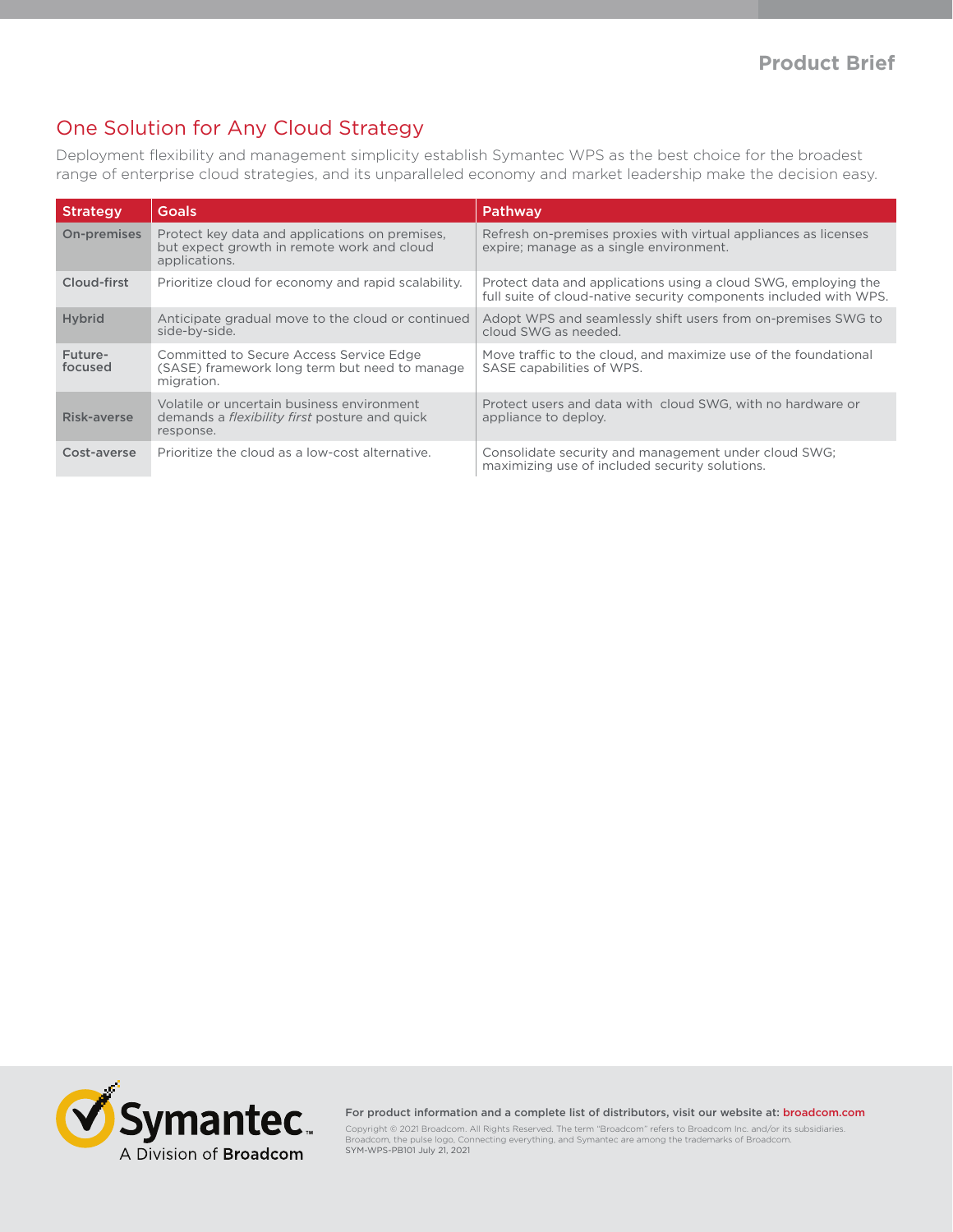## One Solution for Any Cloud Strategy

Deployment flexibility and management simplicity establish Symantec WPS as the best choice for the broadest range of enterprise cloud strategies, and its unparalleled economy and market leadership make the decision easy.

| Strategy | Goals | Pathway |
|---|---|---|
| **On-premises** | Protect key data and applications on premises, but expect growth in remote work and cloud applications. | Refresh on-premises proxies with virtual appliances as licenses expire; manage as a single environment. |
| **Cloud-first** | Prioritize cloud for economy and rapid scalability. | Protect data and applications using a cloud SWG, employing the full suite of cloud-native security components included with WPS. |
| **Hybrid** | Anticipate gradual move to the cloud or continued side-by-side. | Adopt WPS and seamlessly shift users from on-premises SWG to cloud SWG as needed. |
| **Future-focused** | Committed to Secure Access Service Edge (SASE) framework long term but need to manage migration. | Move traffic to the cloud, and maximize use of the foundational SASE capabilities of WPS. |
| **Risk-averse** | Volatile or uncertain business environment demands a *flexibility first* posture and quick response. | Protect users and data with cloud SWG, with no hardware or appliance to deploy. |
| **Cost-averse** | Prioritize the cloud as a low-cost alternative. | Consolidate security and management under cloud SWG; maximizing use of included security solutions. |

Symantec. A Division of Broadcom

**For product information and a complete list of distributors, visit our website at: broadcom.com**

Copyright © 2021 Broadcom. All Rights Reserved. The term "Broadcom" refers to Broadcom Inc. and/or its subsidiaries. Broadcom, the pulse logo, Connecting everything, and Symantec are among the trademarks of Broadcom.
SYM-WPS-PB101 July 21, 2021